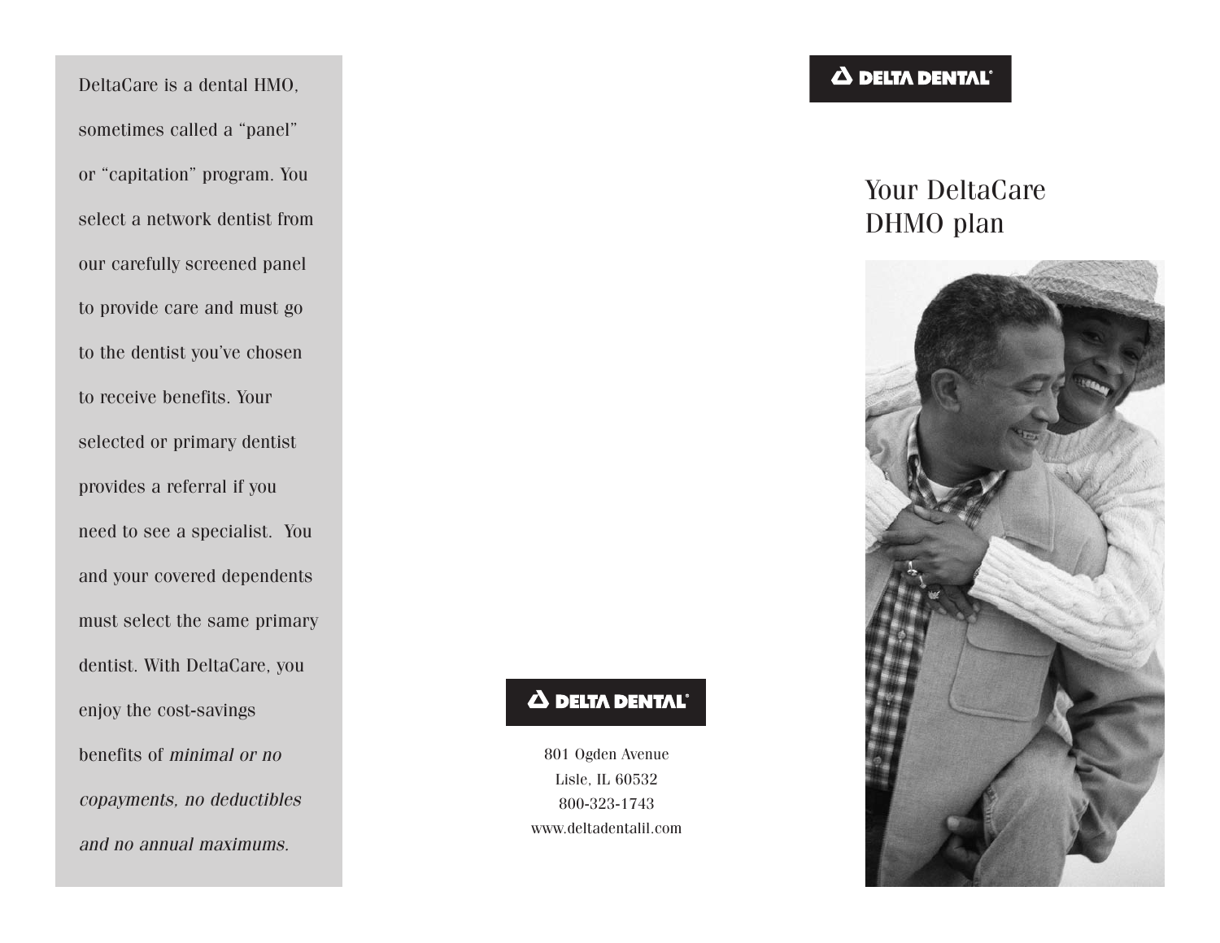DeltaCare is a dental HMO, sometimes called a "panel" or "capitation" program. You select a network dentist from our carefully screened panel to provide care and must go to the dentist you've chosen to receive benefits. Your selected or primary dentist provides a referral if you need to see a specialist. You and your covered dependents must select the same primary dentist. With DeltaCare, you enjoy the cost-savings benefits of *minimal or no copayments, no deductibles and no annual maximums.*

DELTA DENTAL®

801 Ogden Avenue
Lisle, IL 60532
800-323-1743
www.deltadentalil.com

DELTA DENTAL®

# Your DeltaCare DHMO plan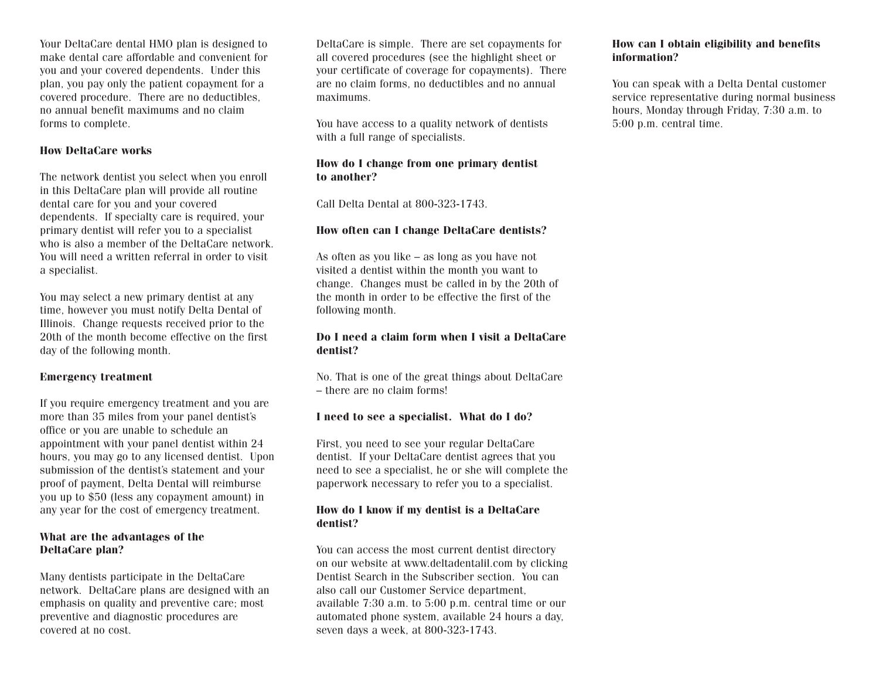Your DeltaCare dental HMO plan is designed to make dental care affordable and convenient for you and your covered dependents. Under this plan, you pay only the patient copayment for a covered procedure. There are no deductibles, no annual benefit maximums and no claim forms to complete.

**How DeltaCare works**

The network dentist you select when you enroll in this DeltaCare plan will provide all routine dental care for you and your covered dependents. If specialty care is required, your primary dentist will refer you to a specialist who is also a member of the DeltaCare network. You will need a written referral in order to visit a specialist.

You may select a new primary dentist at any time, however you must notify Delta Dental of Illinois. Change requests received prior to the 20th of the month become effective on the first day of the following month.

**Emergency treatment**

If you require emergency treatment and you are more than 35 miles from your panel dentist's office or you are unable to schedule an appointment with your panel dentist within 24 hours, you may go to any licensed dentist. Upon submission of the dentist's statement and your proof of payment, Delta Dental will reimburse you up to $50 (less any copayment amount) in any year for the cost of emergency treatment.

**What are the advantages of the DeltaCare plan?**

Many dentists participate in the DeltaCare network. DeltaCare plans are designed with an emphasis on quality and preventive care; most preventive and diagnostic procedures are covered at no cost.

DeltaCare is simple. There are set copayments for all covered procedures (see the highlight sheet or your certificate of coverage for copayments). There are no claim forms, no deductibles and no annual maximums.

You have access to a quality network of dentists with a full range of specialists.

**How do I change from one primary dentist to another?**

Call Delta Dental at 800-323-1743.

**How often can I change DeltaCare dentists?**

As often as you like – as long as you have not visited a dentist within the month you want to change. Changes must be called in by the 20th of the month in order to be effective the first of the following month.

**Do I need a claim form when I visit a DeltaCare dentist?**

No. That is one of the great things about DeltaCare – there are no claim forms!

**I need to see a specialist. What do I do?**

First, you need to see your regular DeltaCare dentist. If your DeltaCare dentist agrees that you need to see a specialist, he or she will complete the paperwork necessary to refer you to a specialist.

**How do I know if my dentist is a DeltaCare dentist?**

You can access the most current dentist directory on our website at www.deltadentalil.com by clicking Dentist Search in the Subscriber section. You can also call our Customer Service department, available 7:30 a.m. to 5:00 p.m. central time or our automated phone system, available 24 hours a day, seven days a week, at 800-323-1743.

**How can I obtain eligibility and benefits information?**

You can speak with a Delta Dental customer service representative during normal business hours, Monday through Friday, 7:30 a.m. to 5:00 p.m. central time.